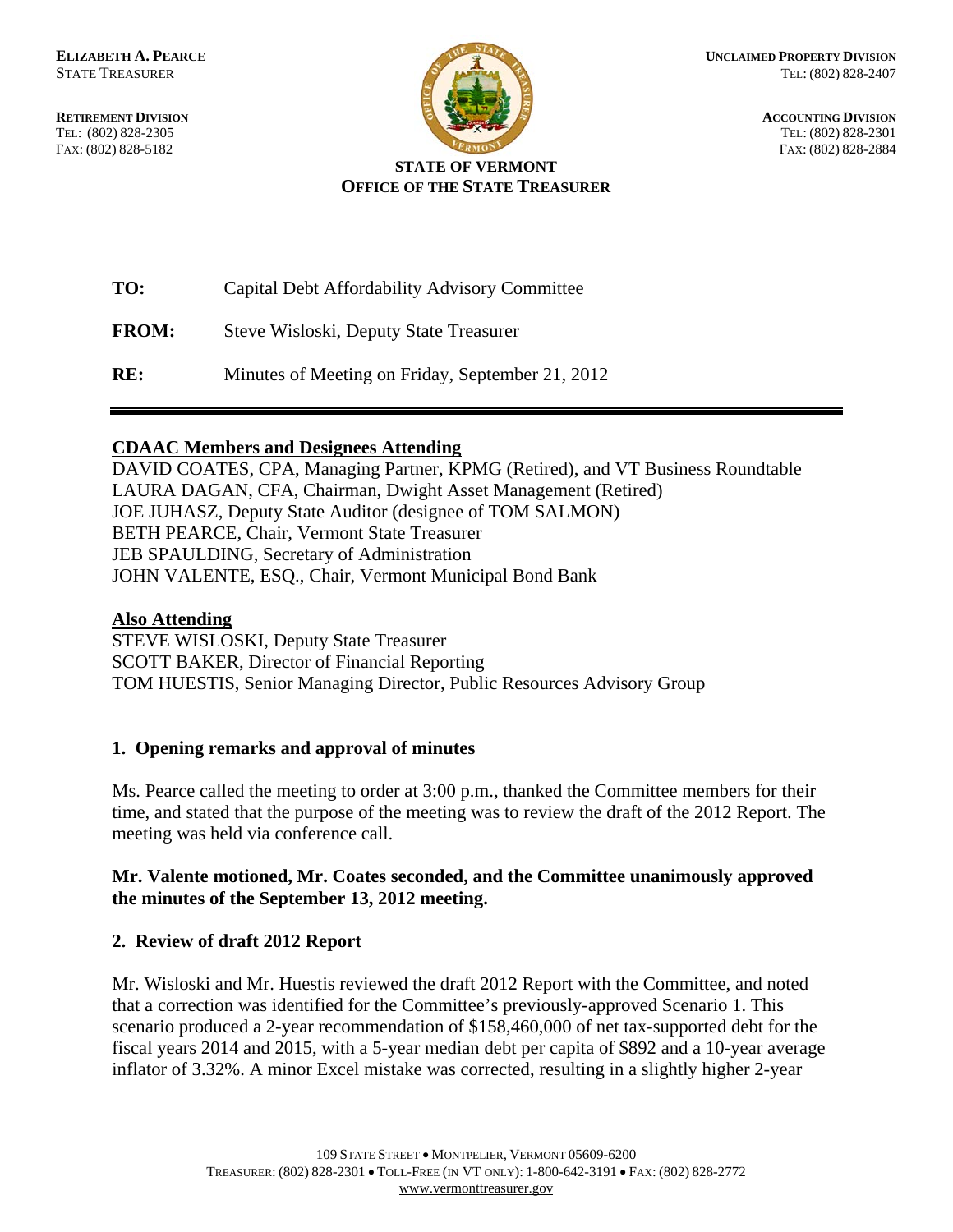**ELIZABETH A. PEARCE**
STATE TREASURER

**RETIREMENT DIVISION**
TEL: (802) 828-2305
FAX: (802) 828-5182

**UNCLAIMED PROPERTY DIVISION**
TEL: (802) 828-2407

**ACCOUNTING DIVISION**
TEL: (802) 828-2301
FAX: (802) 828-2884

**STATE OF VERMONT**
**OFFICE OF THE STATE TREASURER**

**TO:** Capital Debt Affordability Advisory Committee

**FROM:** Steve Wisloski, Deputy State Treasurer

**RE:** Minutes of Meeting on Friday, September 21, 2012

---

**CDAAC Members and Designees Attending**

DAVID COATES, CPA, Managing Partner, KPMG (Retired), and VT Business Roundtable
LAURA DAGAN, CFA, Chairman, Dwight Asset Management (Retired)
JOE JUHASZ, Deputy State Auditor (designee of TOM SALMON)
BETH PEARCE, Chair, Vermont State Treasurer
JEB SPAULDING, Secretary of Administration
JOHN VALENTE, ESQ., Chair, Vermont Municipal Bond Bank

**Also Attending**

STEVE WISLOSKI, Deputy State Treasurer
SCOTT BAKER, Director of Financial Reporting
TOM HUESTIS, Senior Managing Director, Public Resources Advisory Group

## 1. Opening remarks and approval of minutes

Ms. Pearce called the meeting to order at 3:00 p.m., thanked the Committee members for their time, and stated that the purpose of the meeting was to review the draft of the 2012 Report. The meeting was held via conference call.

**Mr. Valente motioned, Mr. Coates seconded, and the Committee unanimously approved the minutes of the September 13, 2012 meeting.**

## 2. Review of draft 2012 Report

Mr. Wisloski and Mr. Huestis reviewed the draft 2012 Report with the Committee, and noted that a correction was identified for the Committee's previously-approved Scenario 1. This scenario produced a 2-year recommendation of $158,460,000 of net tax-supported debt for the fiscal years 2014 and 2015, with a 5-year median debt per capita of $892 and a 10-year average inflator of 3.32%. A minor Excel mistake was corrected, resulting in a slightly higher 2-year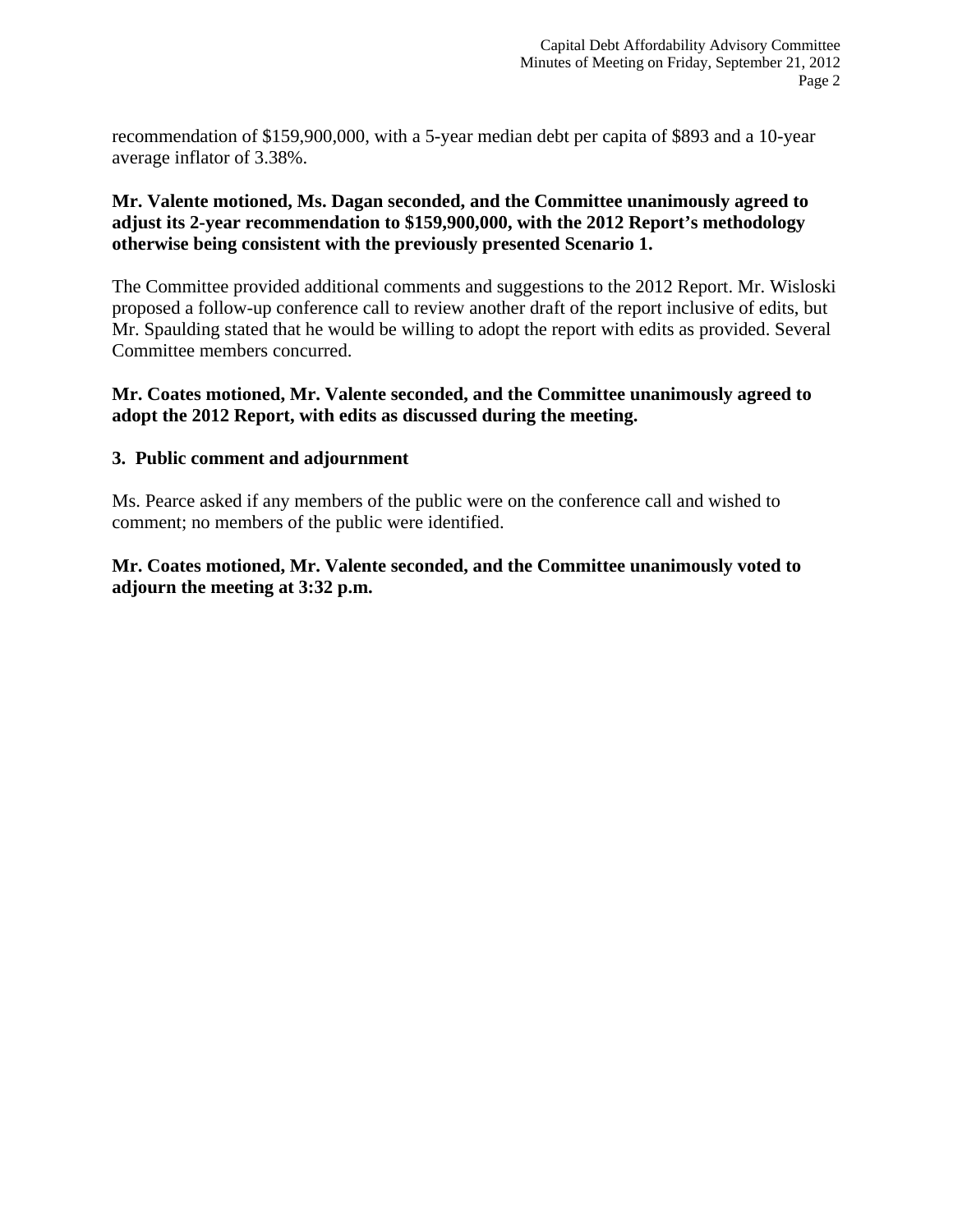recommendation of $159,900,000, with a 5-year median debt per capita of $893 and a 10-year average inflator of 3.38%.

**Mr. Valente motioned, Ms. Dagan seconded, and the Committee unanimously agreed to adjust its 2-year recommendation to $159,900,000, with the 2012 Report's methodology otherwise being consistent with the previously presented Scenario 1.**

The Committee provided additional comments and suggestions to the 2012 Report. Mr. Wisloski proposed a follow-up conference call to review another draft of the report inclusive of edits, but Mr. Spaulding stated that he would be willing to adopt the report with edits as provided. Several Committee members concurred.

**Mr. Coates motioned, Mr. Valente seconded, and the Committee unanimously agreed to adopt the 2012 Report, with edits as discussed during the meeting.**

### 3. Public comment and adjournment

Ms. Pearce asked if any members of the public were on the conference call and wished to comment; no members of the public were identified.

**Mr. Coates motioned, Mr. Valente seconded, and the Committee unanimously voted to adjourn the meeting at 3:32 p.m.**